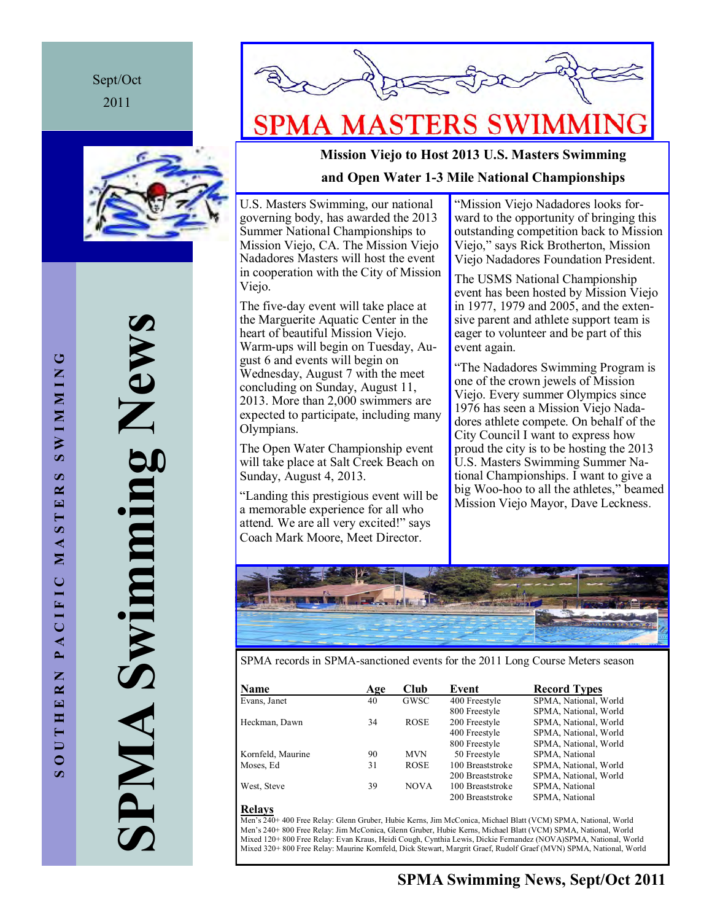Sept/Oct
2011

SOUTHERN PACIFIC MASTERS SWIMMING

# SPMA Swimming News

# SPMA MASTERS SWIMMING

## Mission Viejo to Host 2013 U.S. Masters Swimming and Open Water 1-3 Mile National Championships

U.S. Masters Swimming, our national governing body, has awarded the 2013 Summer National Championships to Mission Viejo, CA. The Mission Viejo Nadadores Masters will host the event in cooperation with the City of Mission Viejo.

The five-day event will take place at the Marguerite Aquatic Center in the heart of beautiful Mission Viejo. Warm-ups will begin on Tuesday, August 6 and events will begin on Wednesday, August 7 with the meet concluding on Sunday, August 11, 2013. More than 2,000 swimmers are expected to participate, including many Olympians.

The Open Water Championship event will take place at Salt Creek Beach on Sunday, August 4, 2013.

"Landing this prestigious event will be a memorable experience for all who attend. We are all very excited!" says Coach Mark Moore, Meet Director.

"Mission Viejo Nadadores looks forward to the opportunity of bringing this outstanding competition back to Mission Viejo," says Rick Brotherton, Mission Viejo Nadadores Foundation President.

The USMS National Championship event has been hosted by Mission Viejo in 1977, 1979 and 2005, and the extensive parent and athlete support team is eager to volunteer and be part of this event again.

"The Nadadores Swimming Program is one of the crown jewels of Mission Viejo. Every summer Olympics since 1976 has seen a Mission Viejo Nadadores athlete compete. On behalf of the City Council I want to express how proud the city is to be hosting the 2013 U.S. Masters Swimming Summer National Championships. I want to give a big Woo-hoo to all the athletes," beamed Mission Viejo Mayor, Dave Leckness.

SPMA records in SPMA-sanctioned events for the 2011 Long Course Meters season

| Name | Age | Club | Event | Record Types |
|---|---|---|---|---|
| Evans, Janet | 40 | GWSC | 400 Freestyle | SPMA, National, World |
| | | | 800 Freestyle | SPMA, National, World |
| Heckman, Dawn | 34 | ROSE | 200 Freestyle | SPMA, National, World |
| | | | 400 Freestyle | SPMA, National, World |
| | | | 800 Freestyle | SPMA, National, World |
| Kornfeld, Maurine | 90 | MVN | 50 Freestyle | SPMA, National |
| Moses, Ed | 31 | ROSE | 100 Breaststroke | SPMA, National, World |
| | | | 200 Breaststroke | SPMA, National, World |
| West, Steve | 39 | NOVA | 100 Breaststroke | SPMA, National |
| | | | 200 Breaststroke | SPMA, National |

**Relays**

Men's 240+ 400 Free Relay: Glenn Gruber, Hubie Kerns, Jim McConica, Michael Blatt (VCM) SPMA, National, World
Men's 240+ 800 Free Relay: Jim McConica, Glenn Gruber, Hubie Kerns, Michael Blatt (VCM) SPMA, National, World
Mixed 120+ 800 Free Relay: Evan Kraus, Heidi Cough, Cynthia Lewis, Dickie Fernandez (NOVA)SPMA, National, World
Mixed 320+ 800 Free Relay: Maurine Kornfeld, Dick Stewart, Margrit Graef, Rudolf Graef (MVN) SPMA, National, World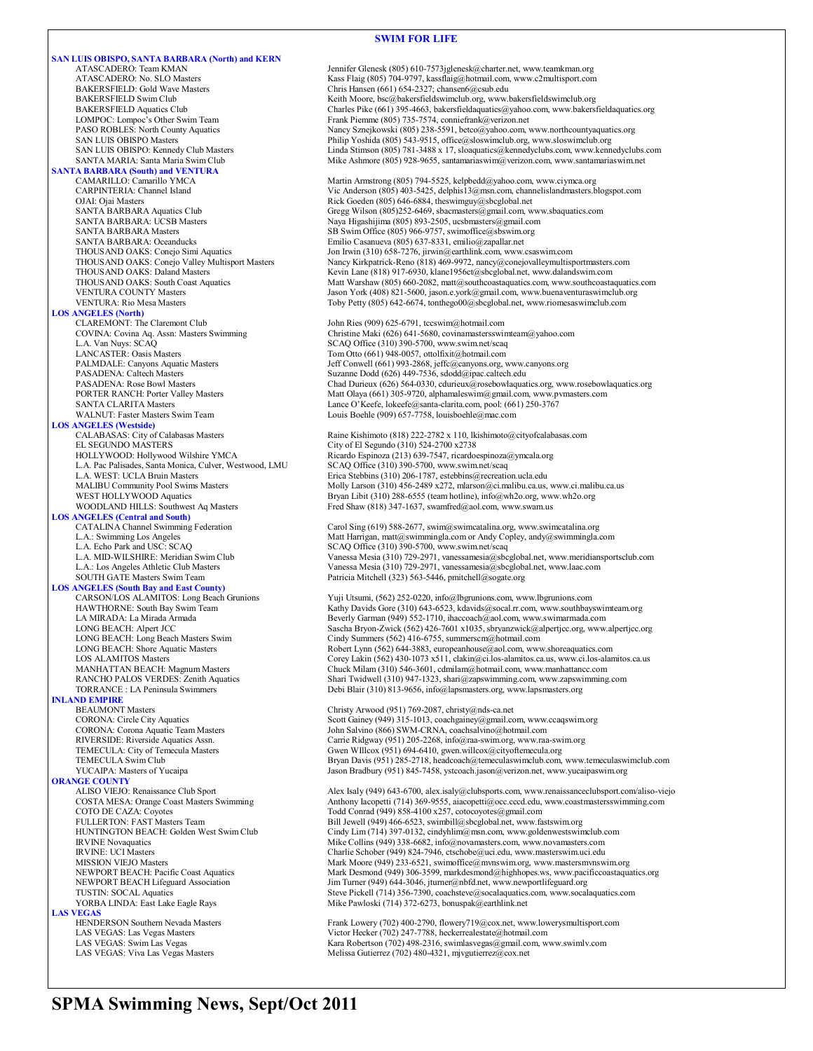## SWIM FOR LIFE

### SAN LUIS OBISPO, SANTA BARBARA (North) and KERN

| | |
|---|---|
| ATASCADERO: Team KMAN | Jennifer Glenesk (805) 610-7573jglenesk@charter.net, www.teamkman.org |
| ATASCADERO: No. SLO Masters | Kass Flaig (805) 704-9797, kassflaig@hotmail.com, www.c2multisport.com |
| BAKERSFIELD: Gold Wave Masters | Chris Hansen (661) 654-2327; chansen6@csub.edu |
| BAKERSFIELD Swim Club | Keith Moore, bsc@bakersfieldswimclub.org, www.bakersfieldswimclub.org |
| BAKERSFIELD Aquatics Club | Charles Pike (661) 395-4663, bakersfieldaquatics@yahoo.com, www.bakersfieldaquatics.org |
| LOMPOC: Lompoc's Other Swim Team | Frank Piemme (805) 735-7574, conniefrank@verizon.net |
| PASO ROBLES: North County Aquatics | Nancy Sznejkowski (805) 238-5591, betco@yahoo.com, www.northcountyaquatics.org |
| SAN LUIS OBISPO Masters | Philip Yoshida (805) 543-9515, office@sloswimclub.org, www.sloswimclub.org |
| SAN LUIS OBISPO: Kennedy Club Masters | Linda Stimson (805) 781-3488 x 17, sloaquatics@kennedyclubs.com, www.kennedyclubs.com |
| SANTA MARIA: Santa Maria Swim Club | Mike Ashmore (805) 928-9655, santamariaswim@verizon.com, www.santamariaswim.net |

### SANTA BARBARA (South) and VENTURA

| | |
|---|---|
| CAMARILLO: Camarillo YMCA | Martin Armstrong (805) 794-5525, kelpbedd@yahoo.com, www.ciymca.org |
| CARPINTERIA: Channel Island | Vic Anderson (805) 403-5425, delphis13@msn.com, channelislandmasters.blogspot.com |
| OJAI: Ojai Masters | Rick Goeden (805) 646-6884, theswimguy@sbcglobal.net |
| SANTA BARBARA Aquatics Club | Gregg Wilson (805)252-6469, sbacmasters@gmail.com, www.sbaquatics.com |
| SANTA BARBARA: UCSB Masters | Naya Higashijima (805) 893-2505, ucsbmasters@gmail.com |
| SANTA BARBARA Masters | SB Swim Office (805) 966-9757, swimoffice@sbswim.org |
| SANTA BARBARA: Oceanducks | Emilio Casanueva (805) 637-8331, emilio@zapallar.net |
| THOUSAND OAKS: Conejo Simi Aquatics | Jon Irwin (310) 658-7276, jirwin@earthlink.com, www.csaswim.com |
| THOUSAND OAKS: Conejo Valley Multisport Masters | Nancy Kirkpatrick-Reno (818) 469-9972, nancy@conejovalleymultisportmasters.com |
| THOUSAND OAKS: Daland Masters | Kevin Lane (818) 917-6930, klane1956ct@sbcglobal.net, www.dalandswim.com |
| THOUSAND OAKS: South Coast Aquatics | Matt Warshaw (805) 660-2082, matt@southcoastaquatics.com, www.southcoastaquatics.com |
| VENTURA COUNTY Masters | Jason York (408) 821-5600, jason.e.york@gmail.com, www.buenaventuraswimclub.org |
| VENTURA: Rio Mesa Masters | Toby Petty (805) 642-6674, tonthego00@sbcglobal.net, www.riomesaswimclub.com |

### LOS ANGELES (North)

| | |
|---|---|
| CLAREMONT: The Claremont Club | John Ries (909) 625-6791, tccswim@hotmail.com |
| COVINA: Covina Aq. Assn: Masters Swimming | Christine Maki (626) 641-5680, covinamastersswimteam@yahoo.com |
| L.A. Van Nuys: SCAQ | SCAQ Office (310) 390-5700, www.swim.net/scaq |
| LANCASTER: Oasis Masters | Tom Otto (661) 948-0057, ottolfixit@hotmail.com |
| PALMDALE: Canyons Aquatic Masters | Jeff Conwell (661) 993-2868, jeffc@canyons.org, www.canyons.org |
| PASADENA: Caltech Masters | Suzanne Dodd (626) 449-7536, sdodd@ipac.caltech.edu |
| PASADENA: Rose Bowl Masters | Chad Durieux (626) 564-0330, cdurieux@rosebowlaquatics.org, www.rosebowlaquatics.org |
| PORTER RANCH: Porter Valley Masters | Matt Olaya (661) 305-9720, alphamaleswim@gmail.com, www.pvmasters.com |
| SANTA CLARITA Masters | Lance O'Keefe, lokeefe@santa-clarita.com, pool: (661) 250-3767 |
| WALNUT: Faster Masters Swim Team | Louis Boehle (909) 657-7758, louisboehle@mac.com |

### LOS ANGELES (Westside)

| | |
|---|---|
| CALABASAS: City of Calabasas Masters | Raine Kishimoto (818) 222-2782 x 110, lkishimoto@cityofcalabasas.com |
| EL SEGUNDO MASTERS | City of El Segundo (310) 524-2700 x2738 |
| HOLLYWOOD: Hollywood Wilshire YMCA | Ricardo Espinoza (213) 639-7547, ricardoespinoza@ymcala.org |
| L.A. Pac Palisades, Santa Monica, Culver, Westwood, LMU | SCAQ Office (310) 390-5700, www.swim.net/scaq |
| L.A. WEST: UCLA Bruin Masters | Erica Stebbins (310) 206-1787, estebbins@recreation.ucla.edu |
| MALIBU Community Pool Swims Masters | Molly Larson (310) 456-2489 x272, mlarson@ci.malibu.ca.us, www.ci.malibu.ca.us |
| WEST HOLLYWOOD Aquatics | Bryan Libit (310) 288-6555 (team hotline), info@wh2o.org, www.wh2o.org |
| WOODLAND HILLS: Southwest Aq Masters | Fred Shaw (818) 347-1637, swamfred@aol.com, www.swam.us |

### LOS ANGELES (Central and South)

| | |
|---|---|
| CATALINA Channel Swimming Federation | Carol Sing (619) 588-2677, swim@swimcatalina.org, www.swimcatalina.org |
| L.A.: Swimming Los Angeles | Matt Harrigan, matt@swimmingla.com or Andy Copley, andy@swimmingla.com |
| L.A. Echo Park and USC: SCAQ | SCAQ Office (310) 390-5700, www.swim.net/scaq |
| L.A. MID-WILSHIRE: Meridian Swim Club | Vanessa Mesia (310) 729-2971, vanessamesia@sbcglobal.net, www.meridiansportsclub.com |
| L.A.: Los Angeles Athletic Club Masters | Vanessa Mesia (310) 729-2971, vanessamesia@sbcglobal.net, www.laac.com |
| SOUTH GATE Masters Swim Team | Patricia Mitchell (323) 563-5446, pmitchell@sogate.org |

### LOS ANGELES (South Bay and East County)

| | |
|---|---|
| CARSON/LOS ALAMITOS: Long Beach Grunions | Yuji Utsumi, (562) 252-0220, info@lbgrunions.com, www.lbgrunions.com |
| HAWTHORNE: South Bay Swim Team | Kathy Davids Gore (310) 643-6523, kdavids@socal.rr.com, www.southbayswimteam.org |
| LA MIRADA: La Mirada Armada | Beverly Garman (949) 552-1710, ihaccoach@aol.com, www.swimarmada.com |
| LONG BEACH: Alpert JCC | Sascha Bryon-Zwick (562) 426-7601 x1035, sbryanzwick@alpertjcc.org, www.alpertjcc.org |
| LONG BEACH: Long Beach Masters Swim | Cindy Summers (562) 416-6755, summerscm@hotmail.com |
| LONG BEACH: Shore Aquatic Masters | Robert Lynn (562) 644-3883, europeanhouse@aol.com, www.shoreaquatics.com |
| LOS ALAMITOS Masters | Corey Lakin (562) 430-1073 x511, clakin@ci.los-alamitos.ca.us, www.ci.los-alamitos.ca.us |
| MANHATTAN BEACH: Magnum Masters | Chuck Milam (310) 546-3601, cdmilam@hotmail.com, www.manhattancc.com |
| RANCHO PALOS VERDES: Zenith Aquatics | Shari Twidwell (310) 947-1323, shari@zapswimming.com, www.zapswimming.com |
| TORRANCE : LA Peninsula Swimmers | Debi Blair (310) 813-9656, info@lapsmasters.org, www.lapsmasters.org |

### INLAND EMPIRE

| | |
|---|---|
| BEAUMONT Masters | Christy Arwood (951) 769-2087, christy@nds-ca.net |
| CORONA: Circle City Aquatics | Scott Gainey (949) 315-1013, coachgainey@gmail.com, www.ccaqswim.org |
| CORONA: Corona Aquatic Team Masters | John Salvino (866) SWM-CRNA, coachsalvino@hotmail.com |
| RIVERSIDE: Riverside Aquatics Assn. | Carrie Ridgway (951) 205-2268, info@raa-swim.org, www.raa-swim.org |
| TEMECULA: City of Temecula Masters | Gwen WIllcox (951) 694-6410, gwen.willcox@cityoftemecula.org |
| TEMECULA Swim Club | Bryan Davis (951) 285-2718, headcoach@temeculaswimclub.com, www.temeculaswimclub.com |
| YUCAIPA: Masters of Yucaipa | Jason Bradbury (951) 845-7458, ystcoach.jason@verizon.net, www.yucaipaswim.org |

### ORANGE COUNTY

| | |
|---|---|
| ALISO VIEJO: Renaissance Club Sport | Alex Isaly (949) 643-6700, alex.isaly@clubsports.com, www.renaissanceclubsport.com/aliso-viejo |
| COSTA MESA: Orange Coast Masters Swimming | Anthony Iacopetti (714) 369-9555, aiacopetti@occ.cccd.edu, www.coastmastersswimming.com |
| COTO DE CAZA: Coyotes | Todd Conrad (949) 858-4100 x257, cotocoyotes@gmail.com |
| FULLERTON: FAST Masters Team | Bill Jewell (949) 466-6523, swimbill@sbcglobal.net, www.fastswim.org |
| HUNTINGTON BEACH: Golden West Swim Club | Cindy Lim (714) 397-0132, cindyhlim@msn.com, www.goldenwestswimclub.com |
| IRVINE Novaquatics | Mike Collins (949) 338-6682, info@novamasters.com, www.novamasters.com |
| IRVINE: UCI Masters | Charlie Schober (949) 824-7946, ctschobe@uci.edu, www.masterswim.uci.edu |
| MISSION VIEJO Masters | Mark Moore (949) 233-6521, swimoffice@mvnswim.org, www.mastersmvnswim.org |
| NEWPORT BEACH: Pacific Coast Aquatics | Mark Desmond (949) 306-3599, markdesmond@highhopes.ws, www.pacificcoastaquatics.org |
| NEWPORT BEACH Lifeguard Association | Jim Turner (949) 644-3046, jturner@nbfd.net, www.newportlifeguard.org |
| TUSTIN: SOCAL Aquatics | Steve Pickell (714) 356-7390, coachsteve@socalaquatics.com, www.socalaquatics.com |
| YORBA LINDA: East Lake Eagle Rays | Mike Pawloski (714) 372-6273, bonuspak@earthlink.net |

### LAS VEGAS

| | |
|---|---|
| HENDERSON Southern Nevada Masters | Frank Lowery (702) 400-2790, flowery719@cox.net, www.lowerysmultisport.com |
| LAS VEGAS: Las Vegas Masters | Victor Hecker (702) 247-7788, heckerrealestate@hotmail.com |
| LAS VEGAS: Swim Las Vegas | Kara Robertson (702) 498-2316, swimlasvegas@gmail.com, www.swimlv.com |
| LAS VEGAS: Viva Las Vegas Masters | Melissa Gutierrez (702) 480-4321, mjvgutierrez@cox.net |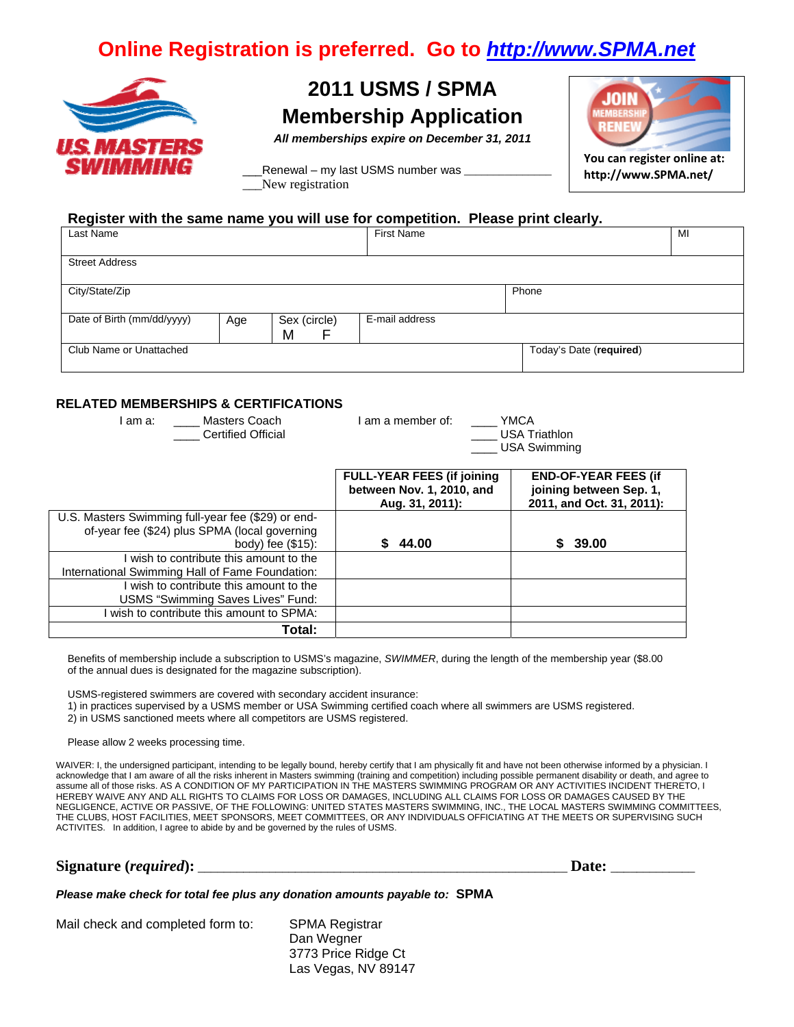**Online Registration is preferred. Go to http://www.SPMA.net**

# 2011 USMS / SPMA Membership Application

***All memberships expire on December 31, 2011***

___Renewal – my last USMS number was _____________
___New registration

JOIN MEMBERSHIP RENEW

You can register online at: http://www.SPMA.net/

**Register with the same name you will use for competition. Please print clearly.**

| | | | | |
|---|---|---|---|---|
| Last Name | | First Name | | MI |
| Street Address | | | | |
| City/State/Zip | | | Phone | |
| Date of Birth (mm/dd/yyyy) | Age | Sex (circle) M F | E-mail address | |
| Club Name or Unattached | | | Today's Date (**required**) | |

**RELATED MEMBERSHIPS & CERTIFICATIONS**

I am a: ____ Masters Coach
____ Certified Official

I am a member of: ____ YMCA
____ USA Triathlon
____ USA Swimming

| | FULL-YEAR FEES (if joining between Nov. 1, 2010, and Aug. 31, 2011): | END-OF-YEAR FEES (if joining between Sep. 1, 2011, and Oct. 31, 2011): |
|---|---|---|
| U.S. Masters Swimming full-year fee ($29) or end-of-year fee ($24) plus SPMA (local governing body) fee ($15): | **$ 44.00** | **$ 39.00** |
| I wish to contribute this amount to the International Swimming Hall of Fame Foundation: | | |
| I wish to contribute this amount to the USMS "Swimming Saves Lives" Fund: | | |
| I wish to contribute this amount to SPMA: | | |
| **Total:** | | |

Benefits of membership include a subscription to USMS's magazine, *SWIMMER*, during the length of the membership year ($8.00 of the annual dues is designated for the magazine subscription).

USMS-registered swimmers are covered with secondary accident insurance:
1) in practices supervised by a USMS member or USA Swimming certified coach where all swimmers are USMS registered.
2) in USMS sanctioned meets where all competitors are USMS registered.

Please allow 2 weeks processing time.

WAIVER: I, the undersigned participant, intending to be legally bound, hereby certify that I am physically fit and have not been otherwise informed by a physician. I acknowledge that I am aware of all the risks inherent in Masters swimming (training and competition) including possible permanent disability or death, and agree to assume all of those risks. AS A CONDITION OF MY PARTICIPATION IN THE MASTERS SWIMMING PROGRAM OR ANY ACTIVITIES INCIDENT THERETO, I HEREBY WAIVE ANY AND ALL RIGHTS TO CLAIMS FOR LOSS OR DAMAGES, INCLUDING ALL CLAIMS FOR LOSS OR DAMAGES CAUSED BY THE NEGLIGENCE, ACTIVE OR PASSIVE, OF THE FOLLOWING: UNITED STATES MASTERS SWIMMING, INC., THE LOCAL MASTERS SWIMMING COMMITTEES, THE CLUBS, HOST FACILITIES, MEET SPONSORS, MEET COMMITTEES, OR ANY INDIVIDUALS OFFICIATING AT THE MEETS OR SUPERVISING SUCH ACTIVITES. In addition, I agree to abide by and be governed by the rules of USMS.

**Signature (*required*):** ________________________________________________ **Date:** ___________

***Please make check for total fee plus any donation amounts payable to:*** **SPMA**

Mail check and completed form to:

SPMA Registrar
Dan Wegner
3773 Price Ridge Ct
Las Vegas, NV 89147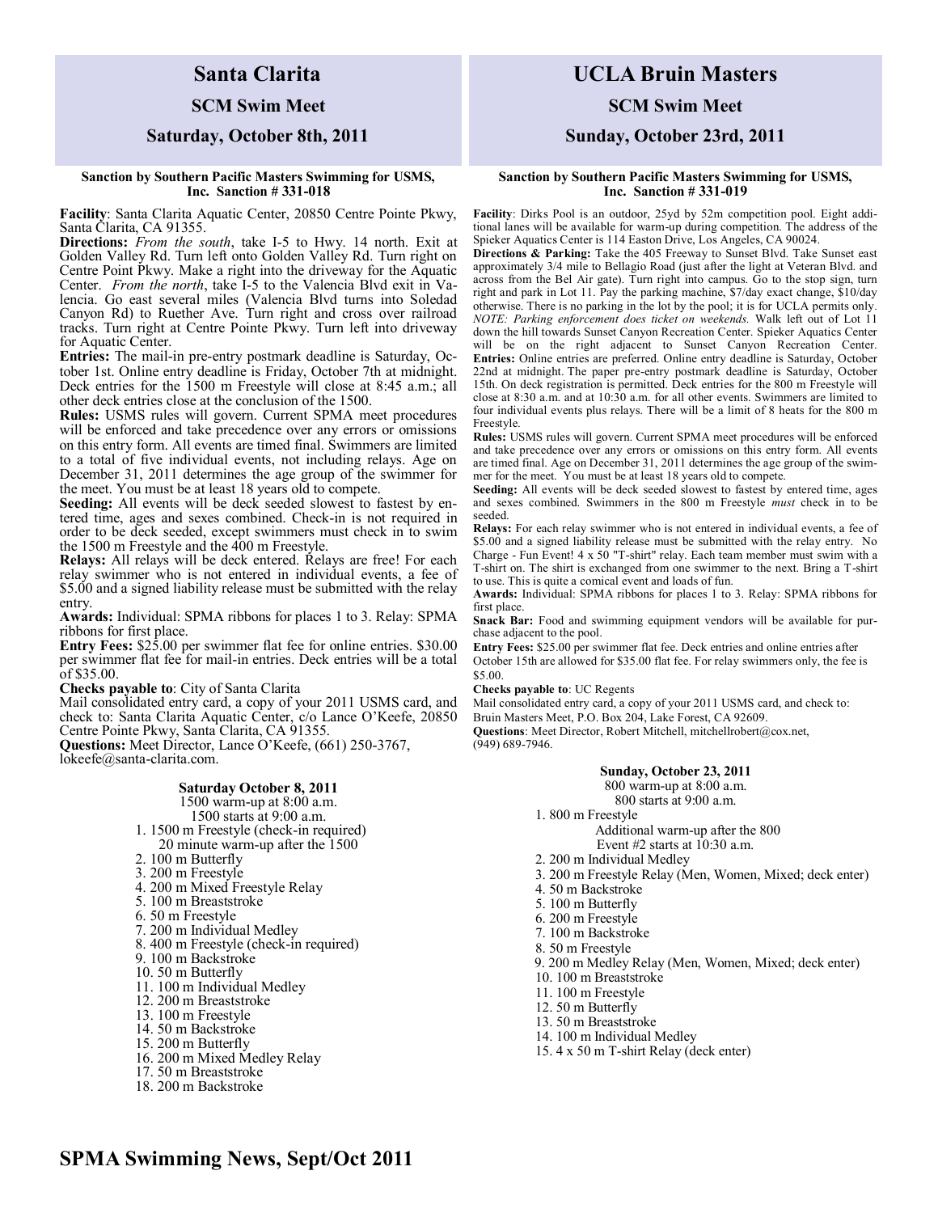## Santa Clarita

### SCM Swim Meet

### Saturday, October 8th, 2011

**Sanction by Southern Pacific Masters Swimming for USMS, Inc. Sanction # 331-018**

**Facility**: Santa Clarita Aquatic Center, 20850 Centre Pointe Pkwy, Santa Clarita, CA 91355.

**Directions:** *From the south*, take I-5 to Hwy. 14 north. Exit at Golden Valley Rd. Turn left onto Golden Valley Rd. Turn right on Centre Point Pkwy. Make a right into the driveway for the Aquatic Center. *From the north*, take I-5 to the Valencia Blvd exit in Valencia. Go east several miles (Valencia Blvd turns into Soledad Canyon Rd) to Ruether Ave. Turn right and cross over railroad tracks. Turn right at Centre Pointe Pkwy. Turn left into driveway for Aquatic Center.

**Entries:** The mail-in pre-entry postmark deadline is Saturday, October 1st. Online entry deadline is Friday, October 7th at midnight. Deck entries for the 1500 m Freestyle will close at 8:45 a.m.; all other deck entries close at the conclusion of the 1500.

**Rules:** USMS rules will govern. Current SPMA meet procedures will be enforced and take precedence over any errors or omissions on this entry form. All events are timed final. Swimmers are limited to a total of five individual events, not including relays. Age on December 31, 2011 determines the age group of the swimmer for the meet. You must be at least 18 years old to compete.

**Seeding:** All events will be deck seeded slowest to fastest by entered time, ages and sexes combined. Check-in is not required in order to be deck seeded, except swimmers must check in to swim the 1500 m Freestyle and the 400 m Freestyle.

**Relays:** All relays will be deck entered. Relays are free! For each relay swimmer who is not entered in individual events, a fee of $5.00 and a signed liability release must be submitted with the relay entry.

**Awards:** Individual: SPMA ribbons for places 1 to 3. Relay: SPMA ribbons for first place.

**Entry Fees:** $25.00 per swimmer flat fee for online entries. $30.00 per swimmer flat fee for mail-in entries. Deck entries will be a total of $35.00.

**Checks payable to**: City of Santa Clarita

Mail consolidated entry card, a copy of your 2011 USMS card, and check to: Santa Clarita Aquatic Center, c/o Lance O'Keefe, 20850 Centre Pointe Pkwy, Santa Clarita, CA 91355.

**Questions:** Meet Director, Lance O'Keefe, (661) 250-3767, lokeefe@santa-clarita.com.

**Saturday October 8, 2011**

1500 warm-up at 8:00 a.m.

1500 starts at 9:00 a.m.

1. 1500 m Freestyle (check-in required)

   20 minute warm-up after the 1500

2. 100 m Butterfly
3. 200 m Freestyle
4. 200 m Mixed Freestyle Relay
5. 100 m Breaststroke
6. 50 m Freestyle
7. 200 m Individual Medley
8. 400 m Freestyle (check-in required)
9. 100 m Backstroke
10. 50 m Butterfly
11. 100 m Individual Medley
12. 200 m Breaststroke
13. 100 m Freestyle
14. 50 m Backstroke
15. 200 m Butterfly
16. 200 m Mixed Medley Relay
17. 50 m Breaststroke
18. 200 m Backstroke

## UCLA Bruin Masters

### SCM Swim Meet

### Sunday, October 23rd, 2011

**Sanction by Southern Pacific Masters Swimming for USMS, Inc. Sanction # 331-019**

**Facility:** Dirks Pool is an outdoor, 25yd by 52m competition pool. Eight additional lanes will be available for warm-up during competition. The address of the Spieker Aquatics Center is 114 Easton Drive, Los Angeles, CA 90024.

**Directions & Parking:** Take the 405 Freeway to Sunset Blvd. Take Sunset east approximately 3/4 mile to Bellagio Road (just after the light at Veteran Blvd. and across from the Bel Air gate). Turn right into campus. Go to the stop sign, turn right and park in Lot 11. Pay the parking machine, $7/day exact change, $10/day otherwise. There is no parking in the lot by the pool; it is for UCLA permits only. *NOTE: Parking enforcement does ticket on weekends.* Walk left out of Lot 11 down the hill towards Sunset Canyon Recreation Center. Spieker Aquatics Center will be on the right adjacent to Sunset Canyon Recreation Center.

**Entries:** Online entries are preferred. Online entry deadline is Saturday, October 22nd at midnight. The paper pre-entry postmark deadline is Saturday, October 15th. On deck registration is permitted. Deck entries for the 800 m Freestyle will close at 8:30 a.m. and at 10:30 a.m. for all other events. Swimmers are limited to four individual events plus relays. There will be a limit of 8 heats for the 800 m Freestyle.

**Rules:** USMS rules will govern. Current SPMA meet procedures will be enforced and take precedence over any errors or omissions on this entry form. All events are timed final. Age on December 31, 2011 determines the age group of the swimmer for the meet. You must be at least 18 years old to compete.

**Seeding:** All events will be deck seeded slowest to fastest by entered time, ages and sexes combined. Swimmers in the 800 m Freestyle *must* check in to be seeded.

**Relays:** For each relay swimmer who is not entered in individual events, a fee of $5.00 and a signed liability release must be submitted with the relay entry. No Charge - Fun Event! 4 x 50 "T-shirt" relay. Each team member must swim with a T-shirt on. The shirt is exchanged from one swimmer to the next. Bring a T-shirt to use. This is quite a comical event and loads of fun.

**Awards:** Individual: SPMA ribbons for places 1 to 3. Relay: SPMA ribbons for first place.

**Snack Bar:** Food and swimming equipment vendors will be available for purchase adjacent to the pool.

**Entry Fees:** $25.00 per swimmer flat fee. Deck entries and online entries after October 15th are allowed for $35.00 flat fee. For relay swimmers only, the fee is $5.00.

**Checks payable to**: UC Regents

Mail consolidated entry card, a copy of your 2011 USMS card, and check to: Bruin Masters Meet, P.O. Box 204, Lake Forest, CA 92609.

**Questions**: Meet Director, Robert Mitchell, mitchellrobert@cox.net, (949) 689-7946.

**Sunday, October 23, 2011**

800 warm-up at 8:00 a.m.

800 starts at 9:00 a.m.

1. 800 m Freestyle

   Additional warm-up after the 800

   Event #2 starts at 10:30 a.m.

2. 200 m Individual Medley
3. 200 m Freestyle Relay (Men, Women, Mixed; deck enter)
4. 50 m Backstroke
5. 100 m Butterfly
6. 200 m Freestyle
7. 100 m Backstroke
8. 50 m Freestyle
9. 200 m Medley Relay (Men, Women, Mixed; deck enter)
10. 100 m Breaststroke
11. 100 m Freestyle
12. 50 m Butterfly
13. 50 m Breaststroke
14. 100 m Individual Medley
15. 4 x 50 m T-shirt Relay (deck enter)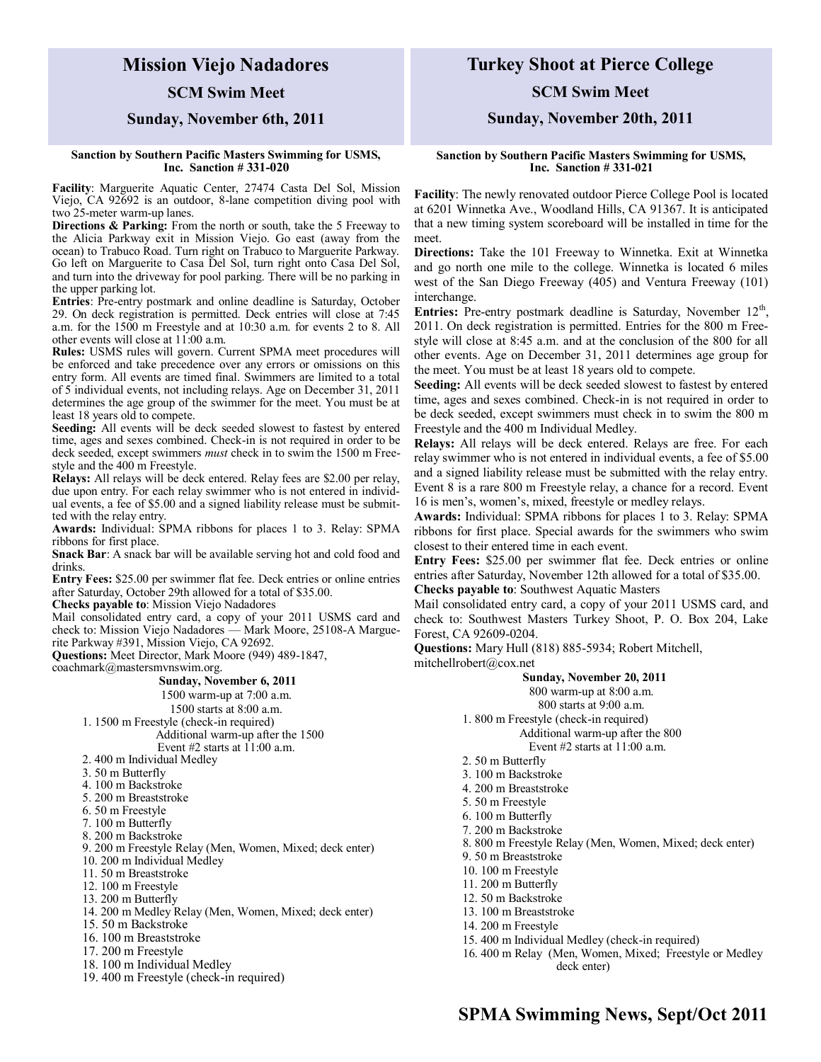# Mission Viejo Nadadores

## SCM Swim Meet

## Sunday, November 6th, 2011

**Sanction by Southern Pacific Masters Swimming for USMS, Inc. Sanction # 331-020**

**Facility**: Marguerite Aquatic Center, 27474 Casta Del Sol, Mission Viejo, CA 92692 is an outdoor, 8-lane competition diving pool with two 25-meter warm-up lanes.

**Directions & Parking:** From the north or south, take the 5 Freeway to the Alicia Parkway exit in Mission Viejo. Go east (away from the ocean) to Trabuco Road. Turn right on Trabuco to Marguerite Parkway. Go left on Marguerite to Casa Del Sol, turn right onto Casa Del Sol, and turn into the driveway for pool parking. There will be no parking in the upper parking lot.

**Entries**: Pre-entry postmark and online deadline is Saturday, October 29. On deck registration is permitted. Deck entries will close at 7:45 a.m. for the 1500 m Freestyle and at 10:30 a.m. for events 2 to 8. All other events will close at 11:00 a.m.

**Rules:** USMS rules will govern. Current SPMA meet procedures will be enforced and take precedence over any errors or omissions on this entry form. All events are timed final. Swimmers are limited to a total of 5 individual events, not including relays. Age on December 31, 2011 determines the age group of the swimmer for the meet. You must be at least 18 years old to compete.

**Seeding:** All events will be deck seeded slowest to fastest by entered time, ages and sexes combined. Check-in is not required in order to be deck seeded, except swimmers *must* check in to swim the 1500 m Freestyle and the 400 m Freestyle.

**Relays:** All relays will be deck entered. Relay fees are $2.00 per relay, due upon entry. For each relay swimmer who is not entered in individual events, a fee of $5.00 and a signed liability release must be submitted with the relay entry.

**Awards:** Individual: SPMA ribbons for places 1 to 3. Relay: SPMA ribbons for first place.

**Snack Bar**: A snack bar will be available serving hot and cold food and drinks.

**Entry Fees:** $25.00 per swimmer flat fee. Deck entries or online entries after Saturday, October 29th allowed for a total of $35.00.

**Checks payable to**: Mission Viejo Nadadores

Mail consolidated entry card, a copy of your 2011 USMS card and check to: Mission Viejo Nadadores — Mark Moore, 25108-A Marguerite Parkway #391, Mission Viejo, CA 92692.

**Questions:** Meet Director, Mark Moore (949) 489-1847, coachmark@mastersmvnswim.org.

**Sunday, November 6, 2011**

1500 warm-up at 7:00 a.m.
1500 starts at 8:00 a.m.

1. 1500 m Freestyle (check-in required)
   Additional warm-up after the 1500
   Event #2 starts at 11:00 a.m.
2. 400 m Individual Medley
3. 50 m Butterfly
4. 100 m Backstroke
5. 200 m Breaststroke
6. 50 m Freestyle
7. 100 m Butterfly
8. 200 m Backstroke
9. 200 m Freestyle Relay (Men, Women, Mixed; deck enter)
10. 200 m Individual Medley
11. 50 m Breaststroke
12. 100 m Freestyle
13. 200 m Butterfly
14. 200 m Medley Relay (Men, Women, Mixed; deck enter)
15. 50 m Backstroke
16. 100 m Breaststroke
17. 200 m Freestyle
18. 100 m Individual Medley
19. 400 m Freestyle (check-in required)

# Turkey Shoot at Pierce College

## SCM Swim Meet

## Sunday, November 20th, 2011

**Sanction by Southern Pacific Masters Swimming for USMS, Inc. Sanction # 331-021**

**Facility**: The newly renovated outdoor Pierce College Pool is located at 6201 Winnetka Ave., Woodland Hills, CA 91367. It is anticipated that a new timing system scoreboard will be installed in time for the meet.

**Directions:** Take the 101 Freeway to Winnetka. Exit at Winnetka and go north one mile to the college. Winnetka is located 6 miles west of the San Diego Freeway (405) and Ventura Freeway (101) interchange.

**Entries:** Pre-entry postmark deadline is Saturday, November 12th, 2011. On deck registration is permitted. Entries for the 800 m Freestyle will close at 8:45 a.m. and at the conclusion of the 800 for all other events. Age on December 31, 2011 determines age group for the meet. You must be at least 18 years old to compete.

**Seeding:** All events will be deck seeded slowest to fastest by entered time, ages and sexes combined. Check-in is not required in order to be deck seeded, except swimmers must check in to swim the 800 m Freestyle and the 400 m Individual Medley.

**Relays:** All relays will be deck entered. Relays are free. For each relay swimmer who is not entered in individual events, a fee of $5.00 and a signed liability release must be submitted with the relay entry. Event 8 is a rare 800 m Freestyle relay, a chance for a record. Event 16 is men's, women's, mixed, freestyle or medley relays.

**Awards:** Individual: SPMA ribbons for places 1 to 3. Relay: SPMA ribbons for first place. Special awards for the swimmers who swim closest to their entered time in each event.

**Entry Fees:** $25.00 per swimmer flat fee. Deck entries or online entries after Saturday, November 12th allowed for a total of $35.00.

**Checks payable to**: Southwest Aquatic Masters

Mail consolidated entry card, a copy of your 2011 USMS card, and check to: Southwest Masters Turkey Shoot, P. O. Box 204, Lake Forest, CA 92609-0204.

**Questions:** Mary Hull (818) 885-5934; Robert Mitchell, mitchellrobert@cox.net

**Sunday, November 20, 2011**

800 warm-up at 8:00 a.m.
800 starts at 9:00 a.m.

1. 800 m Freestyle (check-in required)
   Additional warm-up after the 800
   Event #2 starts at 11:00 a.m.
2. 50 m Butterfly
3. 100 m Backstroke
4. 200 m Breaststroke
5. 50 m Freestyle
6. 100 m Butterfly
7. 200 m Backstroke
8. 800 m Freestyle Relay (Men, Women, Mixed; deck enter)
9. 50 m Breaststroke
10. 100 m Freestyle
11. 200 m Butterfly
12. 50 m Backstroke
13. 100 m Breaststroke
14. 200 m Freestyle
15. 400 m Individual Medley (check-in required)
16. 400 m Relay (Men, Women, Mixed; Freestyle or Medley deck enter)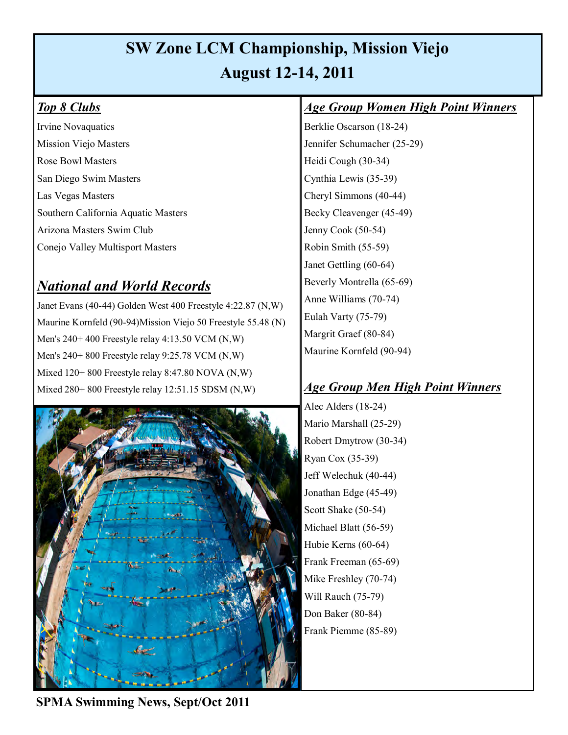# SW Zone LCM Championship, Mission Viejo
# August 12-14, 2011

## *Top 8 Clubs*

Irvine Novaquatics
Mission Viejo Masters
Rose Bowl Masters
San Diego Swim Masters
Las Vegas Masters
Southern California Aquatic Masters
Arizona Masters Swim Club
Conejo Valley Multisport Masters

## *National and World Records*

Janet Evans (40-44) Golden West 400 Freestyle 4:22.87 (N,W)
Maurine Kornfeld (90-94)Mission Viejo 50 Freestyle 55.48 (N)
Men's 240+ 400 Freestyle relay 4:13.50 VCM (N,W)
Men's 240+ 800 Freestyle relay 9:25.78 VCM (N,W)
Mixed 120+ 800 Freestyle relay 8:47.80 NOVA (N,W)
Mixed 280+ 800 Freestyle relay 12:51.15 SDSM (N,W)

## *Age Group Women High Point Winners*

Berklie Oscarson (18-24)
Jennifer Schumacher (25-29)
Heidi Cough (30-34)
Cynthia Lewis (35-39)
Cheryl Simmons (40-44)
Becky Cleavenger (45-49)
Jenny Cook (50-54)
Robin Smith (55-59)
Janet Gettling (60-64)
Beverly Montrella (65-69)
Anne Williams (70-74)
Eulah Varty (75-79)
Margrit Graef (80-84)
Maurine Kornfeld (90-94)

## *Age Group Men High Point Winners*

Alec Alders (18-24)
Mario Marshall (25-29)
Robert Dmytrow (30-34)
Ryan Cox (35-39)
Jeff Welechuk (40-44)
Jonathan Edge (45-49)
Scott Shake (50-54)
Michael Blatt (56-59)
Hubie Kerns (60-64)
Frank Freeman (65-69)
Mike Freshley (70-74)
Will Rauch (75-79)
Don Baker (80-84)
Frank Piemme (85-89)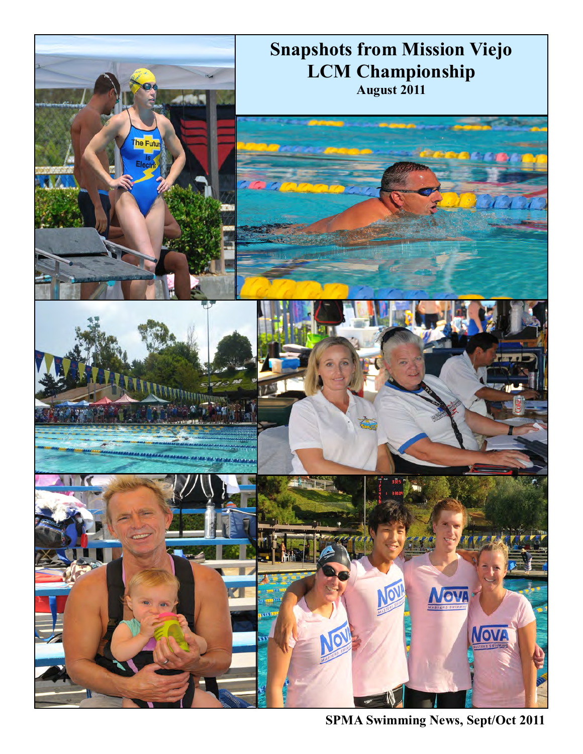# Snapshots from Mission Viejo LCM Championship

**August 2011**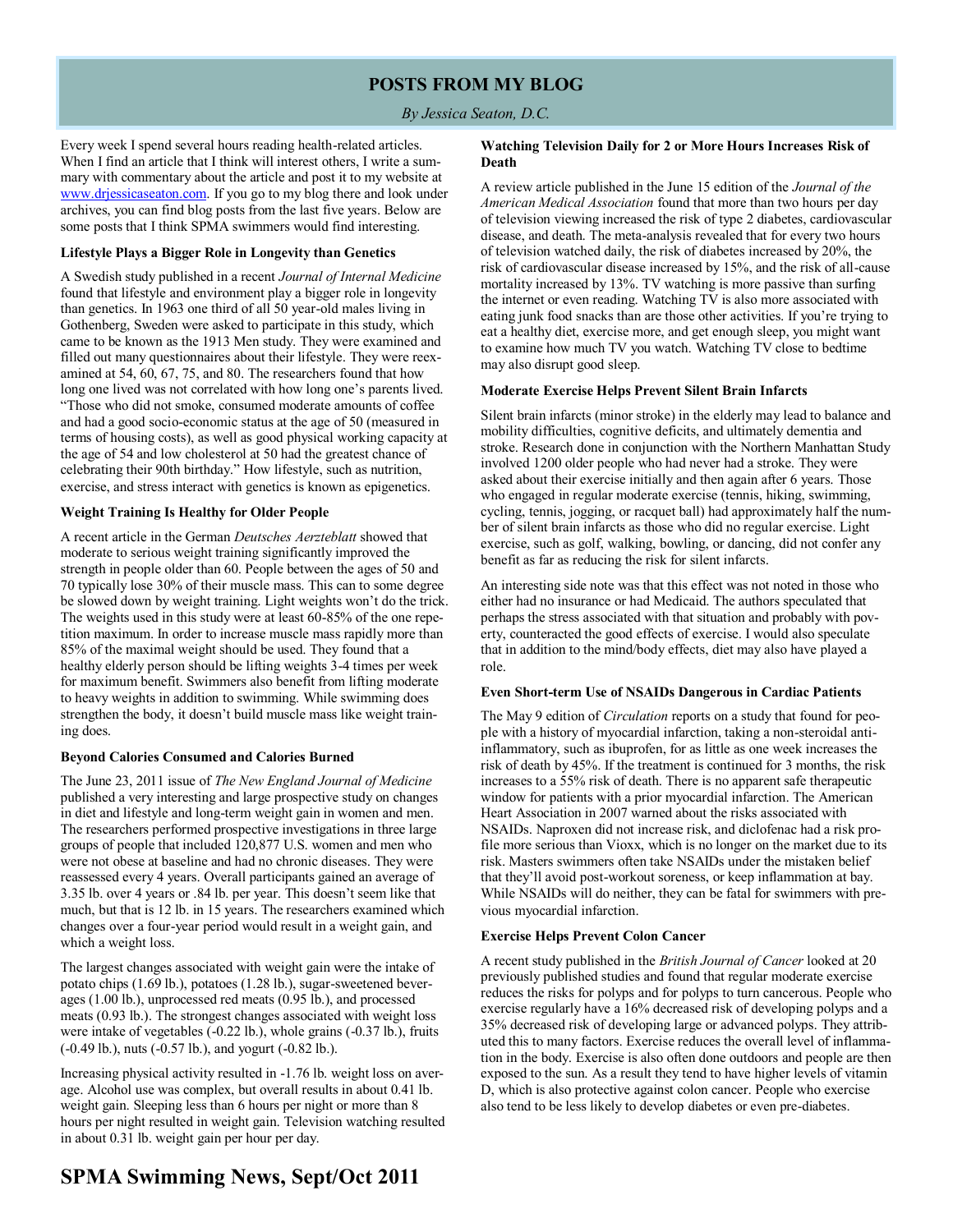# POSTS FROM MY BLOG

*By Jessica Seaton, D.C.*

Every week I spend several hours reading health-related articles. When I find an article that I think will interest others, I write a summary with commentary about the article and post it to my website at www.drjessicaseaton.com. If you go to my blog there and look under archives, you can find blog posts from the last five years. Below are some posts that I think SPMA swimmers would find interesting.

**Lifestyle Plays a Bigger Role in Longevity than Genetics**

A Swedish study published in a recent *Journal of Internal Medicine* found that lifestyle and environment play a bigger role in longevity than genetics. In 1963 one third of all 50 year-old males living in Gothenberg, Sweden were asked to participate in this study, which came to be known as the 1913 Men study. They were examined and filled out many questionnaires about their lifestyle. They were reexamined at 54, 60, 67, 75, and 80. The researchers found that how long one lived was not correlated with how long one's parents lived. "Those who did not smoke, consumed moderate amounts of coffee and had a good socio-economic status at the age of 50 (measured in terms of housing costs), as well as good physical working capacity at the age of 54 and low cholesterol at 50 had the greatest chance of celebrating their 90th birthday." How lifestyle, such as nutrition, exercise, and stress interact with genetics is known as epigenetics.

**Weight Training Is Healthy for Older People**

A recent article in the German *Deutsches Aerzteblatt* showed that moderate to serious weight training significantly improved the strength in people older than 60. People between the ages of 50 and 70 typically lose 30% of their muscle mass. This can to some degree be slowed down by weight training. Light weights won't do the trick. The weights used in this study were at least 60-85% of the one repetition maximum. In order to increase muscle mass rapidly more than 85% of the maximal weight should be used. They found that a healthy elderly person should be lifting weights 3-4 times per week for maximum benefit. Swimmers also benefit from lifting moderate to heavy weights in addition to swimming. While swimming does strengthen the body, it doesn't build muscle mass like weight training does.

**Beyond Calories Consumed and Calories Burned**

The June 23, 2011 issue of *The New England Journal of Medicine* published a very interesting and large prospective study on changes in diet and lifestyle and long-term weight gain in women and men. The researchers performed prospective investigations in three large groups of people that included 120,877 U.S. women and men who were not obese at baseline and had no chronic diseases. They were reassessed every 4 years. Overall participants gained an average of 3.35 lb. over 4 years or .84 lb. per year. This doesn't seem like that much, but that is 12 lb. in 15 years. The researchers examined which changes over a four-year period would result in a weight gain, and which a weight loss.

The largest changes associated with weight gain were the intake of potato chips (1.69 lb.), potatoes (1.28 lb.), sugar-sweetened beverages (1.00 lb.), unprocessed red meats (0.95 lb.), and processed meats (0.93 lb.). The strongest changes associated with weight loss were intake of vegetables (-0.22 lb.), whole grains (-0.37 lb.), fruits (-0.49 lb.), nuts (-0.57 lb.), and yogurt (-0.82 lb.).

Increasing physical activity resulted in -1.76 lb. weight loss on average. Alcohol use was complex, but overall results in about 0.41 lb. weight gain. Sleeping less than 6 hours per night or more than 8 hours per night resulted in weight gain. Television watching resulted in about 0.31 lb. weight gain per hour per day.

**Watching Television Daily for 2 or More Hours Increases Risk of Death**

A review article published in the June 15 edition of the *Journal of the American Medical Association* found that more than two hours per day of television viewing increased the risk of type 2 diabetes, cardiovascular disease, and death. The meta-analysis revealed that for every two hours of television watched daily, the risk of diabetes increased by 20%, the risk of cardiovascular disease increased by 15%, and the risk of all-cause mortality increased by 13%. TV watching is more passive than surfing the internet or even reading. Watching TV is also more associated with eating junk food snacks than are those other activities. If you're trying to eat a healthy diet, exercise more, and get enough sleep, you might want to examine how much TV you watch. Watching TV close to bedtime may also disrupt good sleep.

**Moderate Exercise Helps Prevent Silent Brain Infarcts**

Silent brain infarcts (minor stroke) in the elderly may lead to balance and mobility difficulties, cognitive deficits, and ultimately dementia and stroke. Research done in conjunction with the Northern Manhattan Study involved 1200 older people who had never had a stroke. They were asked about their exercise initially and then again after 6 years. Those who engaged in regular moderate exercise (tennis, hiking, swimming, cycling, tennis, jogging, or racquet ball) had approximately half the number of silent brain infarcts as those who did no regular exercise. Light exercise, such as golf, walking, bowling, or dancing, did not confer any benefit as far as reducing the risk for silent infarcts.

An interesting side note was that this effect was not noted in those who either had no insurance or had Medicaid. The authors speculated that perhaps the stress associated with that situation and probably with poverty, counteracted the good effects of exercise. I would also speculate that in addition to the mind/body effects, diet may also have played a role.

**Even Short-term Use of NSAIDs Dangerous in Cardiac Patients**

The May 9 edition of *Circulation* reports on a study that found for people with a history of myocardial infarction, taking a non-steroidal anti-inflammatory, such as ibuprofen, for as little as one week increases the risk of death by 45%. If the treatment is continued for 3 months, the risk increases to a 55% risk of death. There is no apparent safe therapeutic window for patients with a prior myocardial infarction. The American Heart Association in 2007 warned about the risks associated with NSAIDs. Naproxen did not increase risk, and diclofenac had a risk profile more serious than Vioxx, which is no longer on the market due to its risk. Masters swimmers often take NSAIDs under the mistaken belief that they'll avoid post-workout soreness, or keep inflammation at bay. While NSAIDs will do neither, they can be fatal for swimmers with previous myocardial infarction.

**Exercise Helps Prevent Colon Cancer**

A recent study published in the *British Journal of Cancer* looked at 20 previously published studies and found that regular moderate exercise reduces the risks for polyps and for polyps to turn cancerous. People who exercise regularly have a 16% decreased risk of developing polyps and a 35% decreased risk of developing large or advanced polyps. They attributed this to many factors. Exercise reduces the overall level of inflammation in the body. Exercise is also often done outdoors and people are then exposed to the sun. As a result they tend to have higher levels of vitamin D, which is also protective against colon cancer. People who exercise also tend to be less likely to develop diabetes or even pre-diabetes.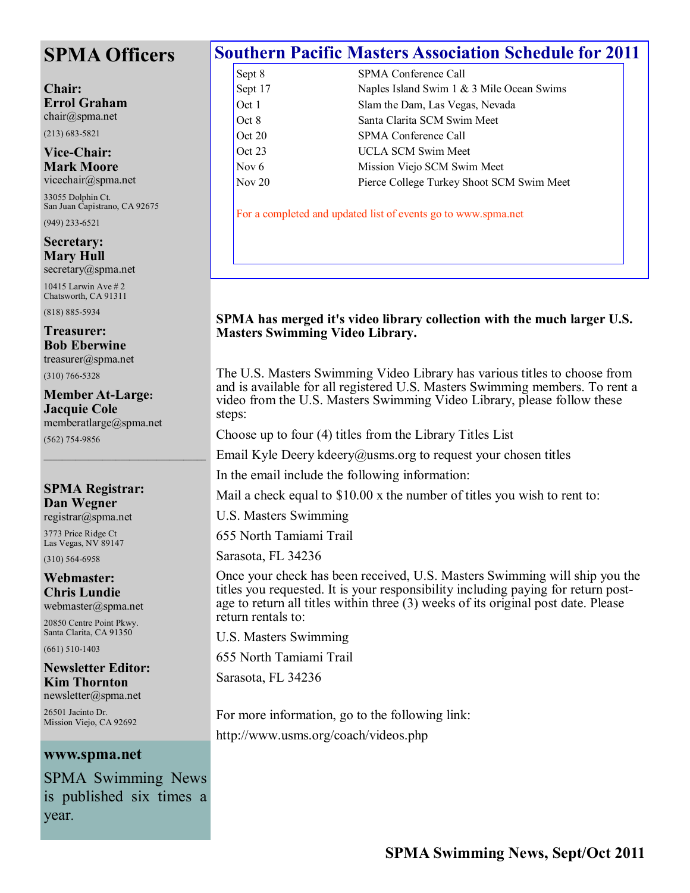## SPMA Officers

**Chair:**
**Errol Graham**
chair@spma.net
(213) 683-5821

**Vice-Chair:**
**Mark Moore**
vicechair@spma.net
33055 Dolphin Ct.
San Juan Capistrano, CA 92675
(949) 233-6521

**Secretary:**
**Mary Hull**
secretary@spma.net
10415 Larwin Ave # 2
Chatsworth, CA 91311
(818) 885-5934

**Treasurer:**
**Bob Eberwine**
treasurer@spma.net
(310) 766-5328

**Member At-Large:**
**Jacquie Cole**
memberatlarge@spma.net
(562) 754-9856

---

**SPMA Registrar:**
**Dan Wegner**
registrar@spma.net
3773 Price Ridge Ct
Las Vegas, NV 89147
(310) 564-6958

**Webmaster:**
**Chris Lundie**
webmaster@spma.net
20850 Centre Point Pkwy.
Santa Clarita, CA 91350
(661) 510-1403

**Newsletter Editor:**
**Kim Thornton**
newsletter@spma.net
26501 Jacinto Dr.
Mission Viejo, CA 92692

**www.spma.net**

SPMA Swimming News is published six times a year.

## Southern Pacific Masters Association Schedule for 2011

| | |
|---|---|
| Sept 8 | SPMA Conference Call |
| Sept 17 | Naples Island Swim 1 & 3 Mile Ocean Swims |
| Oct 1 | Slam the Dam, Las Vegas, Nevada |
| Oct 8 | Santa Clarita SCM Swim Meet |
| Oct 20 | SPMA Conference Call |
| Oct 23 | UCLA SCM Swim Meet |
| Nov 6 | Mission Viejo SCM Swim Meet |
| Nov 20 | Pierce College Turkey Shoot SCM Swim Meet |

For a completed and updated list of events go to www.spma.net

**SPMA has merged it's video library collection with the much larger U.S. Masters Swimming Video Library.**

The U.S. Masters Swimming Video Library has various titles to choose from and is available for all registered U.S. Masters Swimming members. To rent a video from the U.S. Masters Swimming Video Library, please follow these steps:

Choose up to four (4) titles from the Library Titles List

Email Kyle Deery kdeery@usms.org to request your chosen titles

In the email include the following information:

Mail a check equal to $10.00 x the number of titles you wish to rent to:

U.S. Masters Swimming

655 North Tamiami Trail

Sarasota, FL 34236

Once your check has been received, U.S. Masters Swimming will ship you the titles you requested. It is your responsibility including paying for return postage to return all titles within three (3) weeks of its original post date. Please return rentals to:

U.S. Masters Swimming

655 North Tamiami Trail

Sarasota, FL 34236

For more information, go to the following link:

http://www.usms.org/coach/videos.php